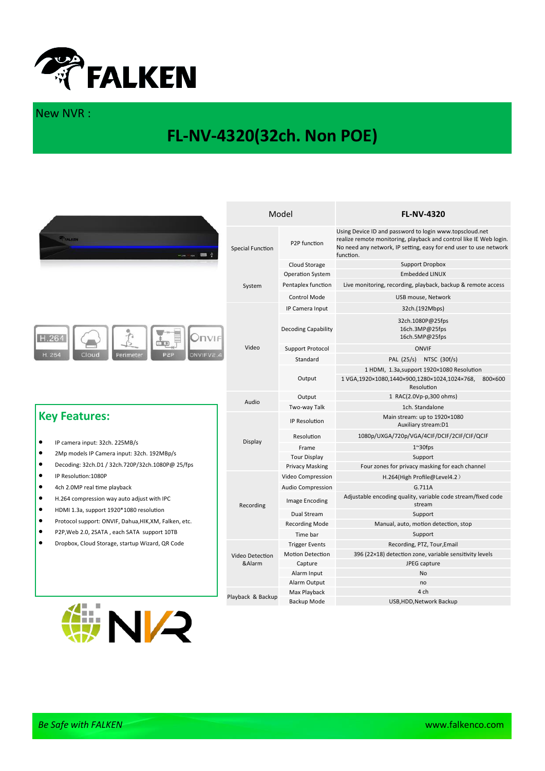# FALKEN

New NVR :

## FL-NV-4320(32ch. Non POE)

H.264 | Cloud | Perimeter | P2P | ONVIFV2.4

| Model | | FL-NV-4320 |
|---|---|---|
| Special Function | P2P function | Using Device ID and password to login www.topscloud.net realize remote monitoring, playback and control like IE Web login. No need any network, IP setting, easy for end user to use network function. |
| | Cloud Storage | Support Dropbox |
| System | Operation System | Embedded LINUX |
| | Pentaplex function | Live monitoring, recording, playback, backup & remote access |
| | Control Mode | USB mouse, Network |
| Video | IP Camera Input | 32ch.(192Mbps) |
| | Decoding Capability | 32ch.1080P@25fps 16ch.3MP@25fps 16ch.5MP@25fps |
| | Support Protocol | ONVIF |
| | Standard | PAL (25/s) NTSC (30f/s) |
| | Output | 1 HDMI, 1.3a,support 1920×1080 Resolution 1 VGA,1920×1080,1440×900,1280×1024,1024×768, 800×600 Resolution |
| Audio | Output | 1 RAC(2.0Vp-p,300 ohms) |
| | Two-way Talk | 1ch. Standalone |
| Display | IP Resolution | Main stream: up to 1920×1080 Auxiliary stream:D1 |
| | Resolution | 1080p/UXGA/720p/VGA/4CIF/DCIF/2CIF/CIF/QCIF |
| | Frame | 1~30fps |
| | Tour Display | Support |
| | Privacy Masking | Four zones for privacy masking for each channel |
| Recording | Video Compression | H.264(High Profile@Level4.2) |
| | Audio Compression | G.711A |
| | Image Encoding | Adjustable encoding quality, variable code stream/fixed code stream |
| | Dual Stream | Support |
| | Recording Mode | Manual, auto, motion detection, stop |
| | Time bar | Support |
| Video Detection &Alarm | Trigger Events | Recording, PTZ, Tour,Email |
| | Motion Detection | 396 (22×18) detection zone, variable sensitivity levels |
| | Capture | JPEG capture |
| | Alarm Input | No |
| | Alarm Output | no |
| Playback & Backup | Max Playback | 4 ch |
| | Backup Mode | USB,HDD,Network Backup |

## Key Features:

- IP camera input: 32ch. 225MB/s
- 2Mp models IP Camera input: 32ch. 192MBp/s
- Decoding: 32ch.D1 / 32ch.720P/32ch.1080P@ 25/fps
- IP Resolution:1080P
- 4ch 2.0MP real time playback
- H.264 compression way auto adjust with IPC
- HDMI 1.3a, support 1920*1080 resolution
- Protocol support: ONVIF, Dahua,HIK,XM, Falken, etc.
- P2P,Web 2.0, 2SATA , each SATA support 10TB
- Dropbox, Cloud Storage, startup Wizard, QR Code

NVR

*Be Safe with FALKEN* www.falkenco.com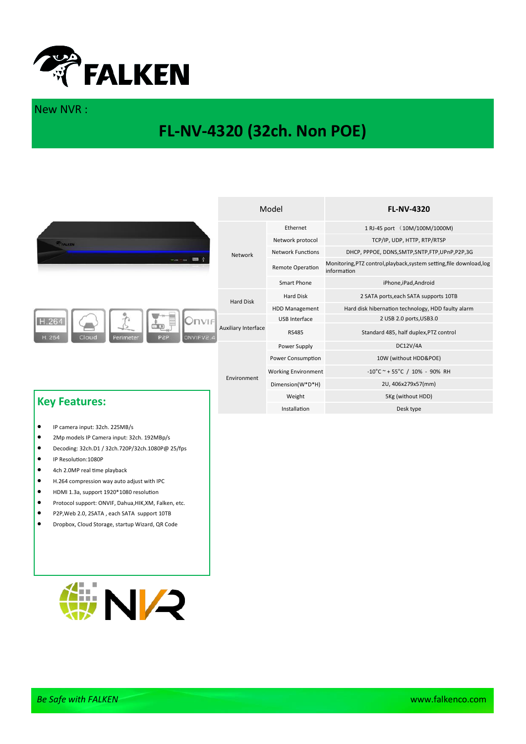New NVR :

# FL-NV-4320 (32ch. Non POE)

| Model | | FL-NV-4320 |
|---|---|---|
| Network | Ethernet | 1 RJ-45 port （10M/100M/1000M) |
| | Network protocol | TCP/IP, UDP, HTTP, RTP/RTSP |
| | Network Functions | DHCP, PPPOE, DDNS,SMTP,SNTP,FTP,UPnP,P2P,3G |
| | Remote Operation | Monitoring,PTZ control,playback,system setting,file download,log information |
| | Smart Phone | iPhone,iPad,Android |
| Hard Disk | Hard Disk | 2 SATA ports,each SATA supports 10TB |
| | HDD Management | Hard disk hibernation technology, HDD faulty alarm |
| Auxiliary Interface | USB Interface | 2 USB 2.0 ports,USB3.0 |
| | RS485 | Standard 485, half duplex,PTZ control |
| Environment | Power Supply | DC12V/4A |
| | Power Consumption | 10W (without HDD&POE) |
| | Working Environment | -10°C ~ + 55°C / 10% - 90% RH |
| | Dimension(W*D*H) | 2U, 406x279x57(mm) |
| | Weight | 5Kg (without HDD) |
| | Installation | Desk type |

H.264 | Cloud | Perimeter | P2P | ONVIFV2.4

## Key Features:

- IP camera input: 32ch. 225MB/s
- 2Mp models IP Camera input: 32ch. 192MBp/s
- Decoding: 32ch.D1 / 32ch.720P/32ch.1080P@ 25/fps
- IP Resolution:1080P
- 4ch 2.0MP real time playback
- H.264 compression way auto adjust with IPC
- HDMI 1.3a, support 1920*1080 resolution
- Protocol support: ONVIF, Dahua,HIK,XM, Falken, etc.
- P2P,Web 2.0, 2SATA , each SATA support 10TB
- Dropbox, Cloud Storage, startup Wizard, QR Code

*Be Safe with FALKEN*　　www.falkenco.com